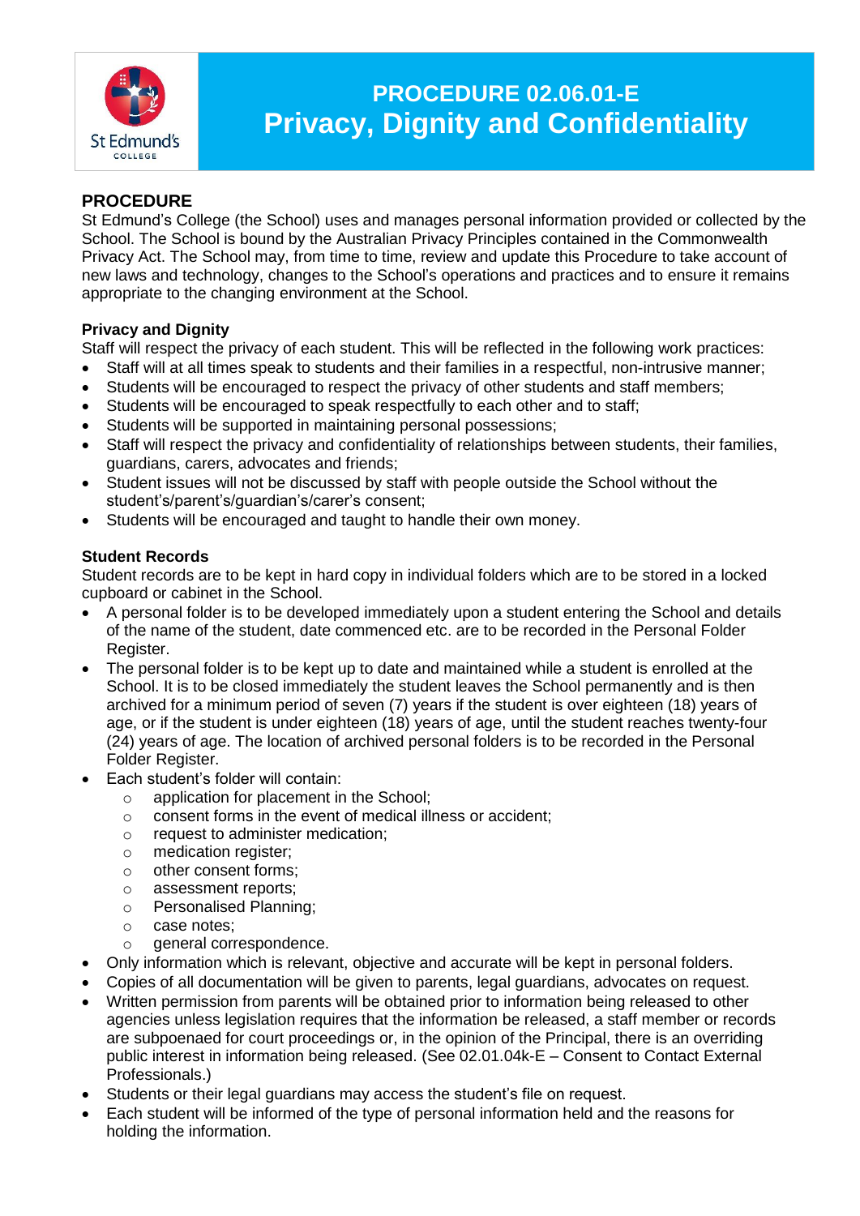# PROCEDURE 02.06.01-E
# Privacy, Dignity and Confidentiality

## PROCEDURE

St Edmund's College (the School) uses and manages personal information provided or collected by the School. The School is bound by the Australian Privacy Principles contained in the Commonwealth Privacy Act. The School may, from time to time, review and update this Procedure to take account of new laws and technology, changes to the School's operations and practices and to ensure it remains appropriate to the changing environment at the School.

### Privacy and Dignity

Staff will respect the privacy of each student. This will be reflected in the following work practices:

- Staff will at all times speak to students and their families in a respectful, non-intrusive manner;
- Students will be encouraged to respect the privacy of other students and staff members;
- Students will be encouraged to speak respectfully to each other and to staff;
- Students will be supported in maintaining personal possessions;
- Staff will respect the privacy and confidentiality of relationships between students, their families, guardians, carers, advocates and friends;
- Student issues will not be discussed by staff with people outside the School without the student's/parent's/guardian's/carer's consent;
- Students will be encouraged and taught to handle their own money.

### Student Records

Student records are to be kept in hard copy in individual folders which are to be stored in a locked cupboard or cabinet in the School.

- A personal folder is to be developed immediately upon a student entering the School and details of the name of the student, date commenced etc. are to be recorded in the Personal Folder Register.
- The personal folder is to be kept up to date and maintained while a student is enrolled at the School. It is to be closed immediately the student leaves the School permanently and is then archived for a minimum period of seven (7) years if the student is over eighteen (18) years of age, or if the student is under eighteen (18) years of age, until the student reaches twenty-four (24) years of age. The location of archived personal folders is to be recorded in the Personal Folder Register.
- Each student's folder will contain:
  - application for placement in the School;
  - consent forms in the event of medical illness or accident;
  - request to administer medication;
  - medication register;
  - other consent forms;
  - assessment reports;
  - Personalised Planning;
  - case notes;
  - general correspondence.
- Only information which is relevant, objective and accurate will be kept in personal folders.
- Copies of all documentation will be given to parents, legal guardians, advocates on request.
- Written permission from parents will be obtained prior to information being released to other agencies unless legislation requires that the information be released, a staff member or records are subpoenaed for court proceedings or, in the opinion of the Principal, there is an overriding public interest in information being released. (See 02.01.04k-E – Consent to Contact External Professionals.)
- Students or their legal guardians may access the student's file on request.
- Each student will be informed of the type of personal information held and the reasons for holding the information.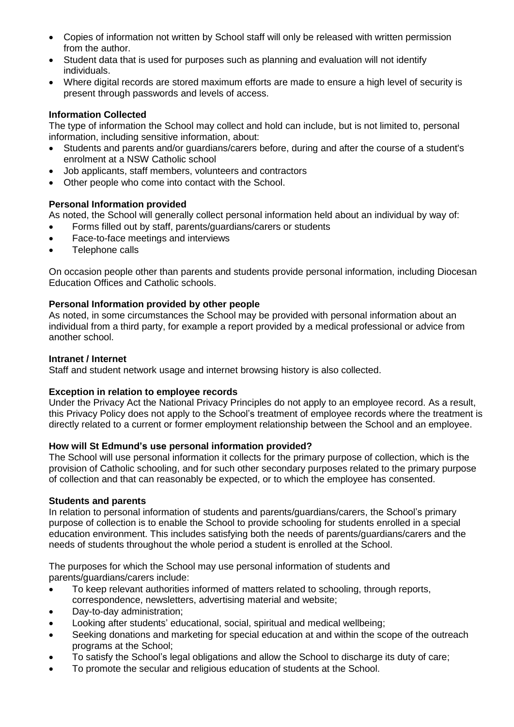- Copies of information not written by School staff will only be released with written permission from the author.
- Student data that is used for purposes such as planning and evaluation will not identify individuals.
- Where digital records are stored maximum efforts are made to ensure a high level of security is present through passwords and levels of access.

**Information Collected**

The type of information the School may collect and hold can include, but is not limited to, personal information, including sensitive information, about:

- Students and parents and/or guardians/carers before, during and after the course of a student's enrolment at a NSW Catholic school
- Job applicants, staff members, volunteers and contractors
- Other people who come into contact with the School.

**Personal Information provided**

As noted, the School will generally collect personal information held about an individual by way of:

- Forms filled out by staff, parents/guardians/carers or students
- Face-to-face meetings and interviews
- Telephone calls

On occasion people other than parents and students provide personal information, including Diocesan Education Offices and Catholic schools.

**Personal Information provided by other people**

As noted, in some circumstances the School may be provided with personal information about an individual from a third party, for example a report provided by a medical professional or advice from another school.

**Intranet / Internet**

Staff and student network usage and internet browsing history is also collected.

**Exception in relation to employee records**

Under the Privacy Act the National Privacy Principles do not apply to an employee record. As a result, this Privacy Policy does not apply to the School's treatment of employee records where the treatment is directly related to a current or former employment relationship between the School and an employee.

**How will St Edmund's use personal information provided?**

The School will use personal information it collects for the primary purpose of collection, which is the provision of Catholic schooling, and for such other secondary purposes related to the primary purpose of collection and that can reasonably be expected, or to which the employee has consented.

**Students and parents**

In relation to personal information of students and parents/guardians/carers, the School's primary purpose of collection is to enable the School to provide schooling for students enrolled in a special education environment. This includes satisfying both the needs of parents/guardians/carers and the needs of students throughout the whole period a student is enrolled at the School.

The purposes for which the School may use personal information of students and parents/guardians/carers include:

- To keep relevant authorities informed of matters related to schooling, through reports, correspondence, newsletters, advertising material and website;
- Day-to-day administration;
- Looking after students' educational, social, spiritual and medical wellbeing;
- Seeking donations and marketing for special education at and within the scope of the outreach programs at the School;
- To satisfy the School's legal obligations and allow the School to discharge its duty of care;
- To promote the secular and religious education of students at the School.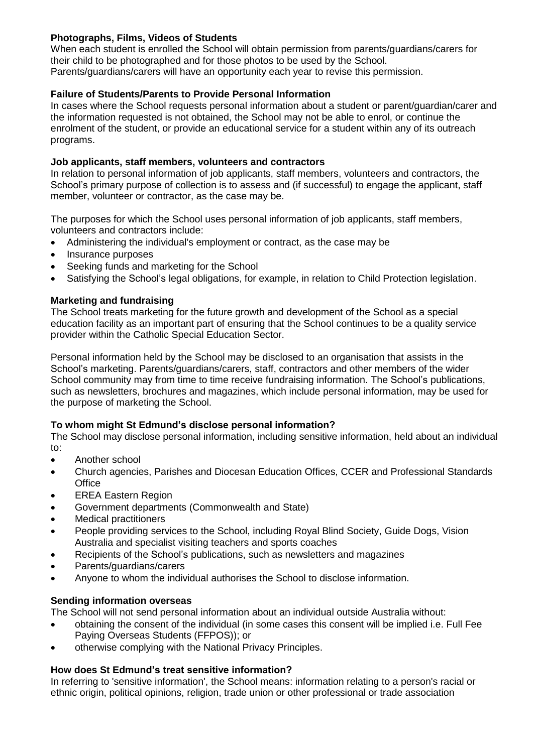**Photographs, Films, Videos of Students**

When each student is enrolled the School will obtain permission from parents/guardians/carers for their child to be photographed and for those photos to be used by the School.
Parents/guardians/carers will have an opportunity each year to revise this permission.

**Failure of Students/Parents to Provide Personal Information**

In cases where the School requests personal information about a student or parent/guardian/carer and the information requested is not obtained, the School may not be able to enrol, or continue the enrolment of the student, or provide an educational service for a student within any of its outreach programs.

**Job applicants, staff members, volunteers and contractors**

In relation to personal information of job applicants, staff members, volunteers and contractors, the School's primary purpose of collection is to assess and (if successful) to engage the applicant, staff member, volunteer or contractor, as the case may be.

The purposes for which the School uses personal information of job applicants, staff members, volunteers and contractors include:

- Administering the individual's employment or contract, as the case may be
- Insurance purposes
- Seeking funds and marketing for the School
- Satisfying the School's legal obligations, for example, in relation to Child Protection legislation.

**Marketing and fundraising**

The School treats marketing for the future growth and development of the School as a special education facility as an important part of ensuring that the School continues to be a quality service provider within the Catholic Special Education Sector.

Personal information held by the School may be disclosed to an organisation that assists in the School's marketing. Parents/guardians/carers, staff, contractors and other members of the wider School community may from time to time receive fundraising information. The School's publications, such as newsletters, brochures and magazines, which include personal information, may be used for the purpose of marketing the School.

**To whom might St Edmund's disclose personal information?**

The School may disclose personal information, including sensitive information, held about an individual to:

- Another school
- Church agencies, Parishes and Diocesan Education Offices, CCER and Professional Standards Office
- EREA Eastern Region
- Government departments (Commonwealth and State)
- Medical practitioners
- People providing services to the School, including Royal Blind Society, Guide Dogs, Vision Australia and specialist visiting teachers and sports coaches
- Recipients of the School's publications, such as newsletters and magazines
- Parents/guardians/carers
- Anyone to whom the individual authorises the School to disclose information.

**Sending information overseas**

The School will not send personal information about an individual outside Australia without:

- obtaining the consent of the individual (in some cases this consent will be implied i.e. Full Fee Paying Overseas Students (FFPOS)); or
- otherwise complying with the National Privacy Principles.

**How does St Edmund's treat sensitive information?**

In referring to 'sensitive information', the School means: information relating to a person's racial or ethnic origin, political opinions, religion, trade union or other professional or trade association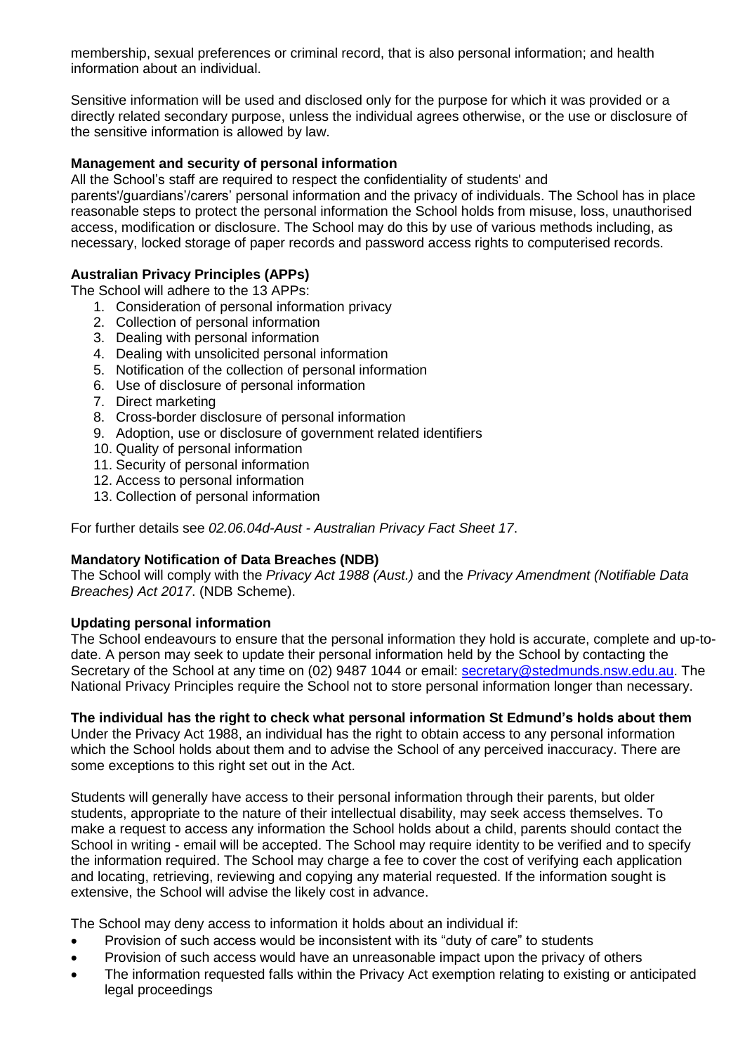membership, sexual preferences or criminal record, that is also personal information; and health information about an individual.

Sensitive information will be used and disclosed only for the purpose for which it was provided or a directly related secondary purpose, unless the individual agrees otherwise, or the use or disclosure of the sensitive information is allowed by law.

**Management and security of personal information**

All the School's staff are required to respect the confidentiality of students' and parents'/guardians'/carers' personal information and the privacy of individuals. The School has in place reasonable steps to protect the personal information the School holds from misuse, loss, unauthorised access, modification or disclosure. The School may do this by use of various methods including, as necessary, locked storage of paper records and password access rights to computerised records.

**Australian Privacy Principles (APPs)**

The School will adhere to the 13 APPs:

1. Consideration of personal information privacy
2. Collection of personal information
3. Dealing with personal information
4. Dealing with unsolicited personal information
5. Notification of the collection of personal information
6. Use of disclosure of personal information
7. Direct marketing
8. Cross-border disclosure of personal information
9. Adoption, use or disclosure of government related identifiers
10. Quality of personal information
11. Security of personal information
12. Access to personal information
13. Collection of personal information

For further details see *02.06.04d-Aust - Australian Privacy Fact Sheet 17*.

**Mandatory Notification of Data Breaches (NDB)**

The School will comply with the *Privacy Act 1988 (Aust.)* and the *Privacy Amendment (Notifiable Data Breaches) Act 2017*. (NDB Scheme).

**Updating personal information**

The School endeavours to ensure that the personal information they hold is accurate, complete and up-to-date. A person may seek to update their personal information held by the School by contacting the Secretary of the School at any time on (02) 9487 1044 or email: secretary@stedmunds.nsw.edu.au. The National Privacy Principles require the School not to store personal information longer than necessary.

**The individual has the right to check what personal information St Edmund's holds about them**

Under the Privacy Act 1988, an individual has the right to obtain access to any personal information which the School holds about them and to advise the School of any perceived inaccuracy. There are some exceptions to this right set out in the Act.

Students will generally have access to their personal information through their parents, but older students, appropriate to the nature of their intellectual disability, may seek access themselves. To make a request to access any information the School holds about a child, parents should contact the School in writing - email will be accepted. The School may require identity to be verified and to specify the information required. The School may charge a fee to cover the cost of verifying each application and locating, retrieving, reviewing and copying any material requested. If the information sought is extensive, the School will advise the likely cost in advance.

The School may deny access to information it holds about an individual if:

- Provision of such access would be inconsistent with its "duty of care" to students
- Provision of such access would have an unreasonable impact upon the privacy of others
- The information requested falls within the Privacy Act exemption relating to existing or anticipated legal proceedings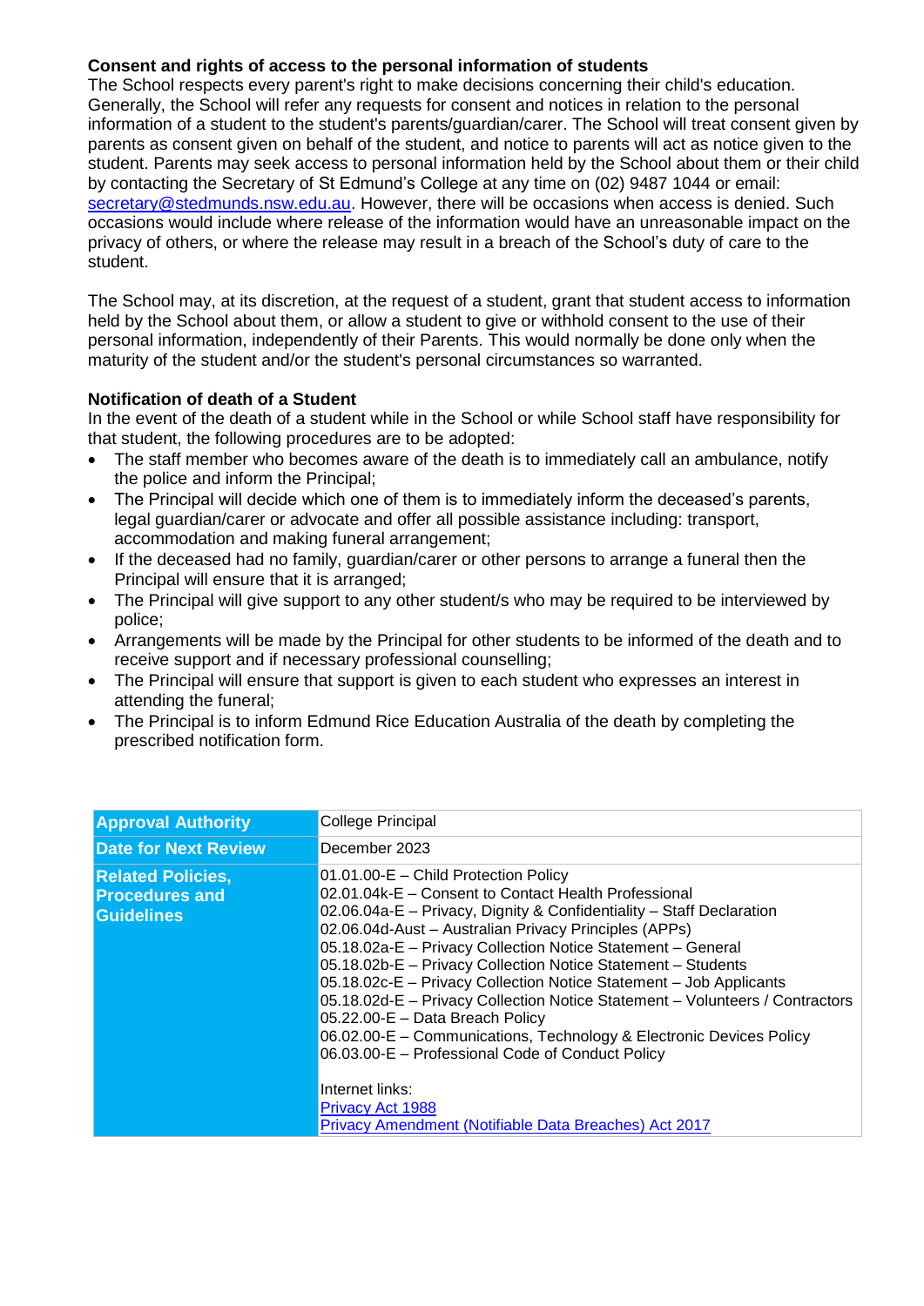**Consent and rights of access to the personal information of students**

The School respects every parent's right to make decisions concerning their child's education. Generally, the School will refer any requests for consent and notices in relation to the personal information of a student to the student's parents/guardian/carer. The School will treat consent given by parents as consent given on behalf of the student, and notice to parents will act as notice given to the student. Parents may seek access to personal information held by the School about them or their child by contacting the Secretary of St Edmund's College at any time on (02) 9487 1044 or email: secretary@stedmunds.nsw.edu.au. However, there will be occasions when access is denied. Such occasions would include where release of the information would have an unreasonable impact on the privacy of others, or where the release may result in a breach of the School's duty of care to the student.

The School may, at its discretion, at the request of a student, grant that student access to information held by the School about them, or allow a student to give or withhold consent to the use of their personal information, independently of their Parents. This would normally be done only when the maturity of the student and/or the student's personal circumstances so warranted.

**Notification of death of a Student**

In the event of the death of a student while in the School or while School staff have responsibility for that student, the following procedures are to be adopted:

- The staff member who becomes aware of the death is to immediately call an ambulance, notify the police and inform the Principal;
- The Principal will decide which one of them is to immediately inform the deceased's parents, legal guardian/carer or advocate and offer all possible assistance including: transport, accommodation and making funeral arrangement;
- If the deceased had no family, guardian/carer or other persons to arrange a funeral then the Principal will ensure that it is arranged;
- The Principal will give support to any other student/s who may be required to be interviewed by police;
- Arrangements will be made by the Principal for other students to be informed of the death and to receive support and if necessary professional counselling;
- The Principal will ensure that support is given to each student who expresses an interest in attending the funeral;
- The Principal is to inform Edmund Rice Education Australia of the death by completing the prescribed notification form.

| | |
|---|---|
| **Approval Authority** | College Principal |
| **Date for Next Review** | December 2023 |
| **Related Policies, Procedures and Guidelines** | 01.01.00-E – Child Protection Policy<br>02.01.04k-E – Consent to Contact Health Professional<br>02.06.04a-E – Privacy, Dignity & Confidentiality – Staff Declaration<br>02.06.04d-Aust – Australian Privacy Principles (APPs)<br>05.18.02a-E – Privacy Collection Notice Statement – General<br>05.18.02b-E – Privacy Collection Notice Statement – Students<br>05.18.02c-E – Privacy Collection Notice Statement – Job Applicants<br>05.18.02d-E – Privacy Collection Notice Statement – Volunteers / Contractors<br>05.22.00-E – Data Breach Policy<br>06.02.00-E – Communications, Technology & Electronic Devices Policy<br>06.03.00-E – Professional Code of Conduct Policy<br><br>Internet links:<br>Privacy Act 1988<br>Privacy Amendment (Notifiable Data Breaches) Act 2017 |